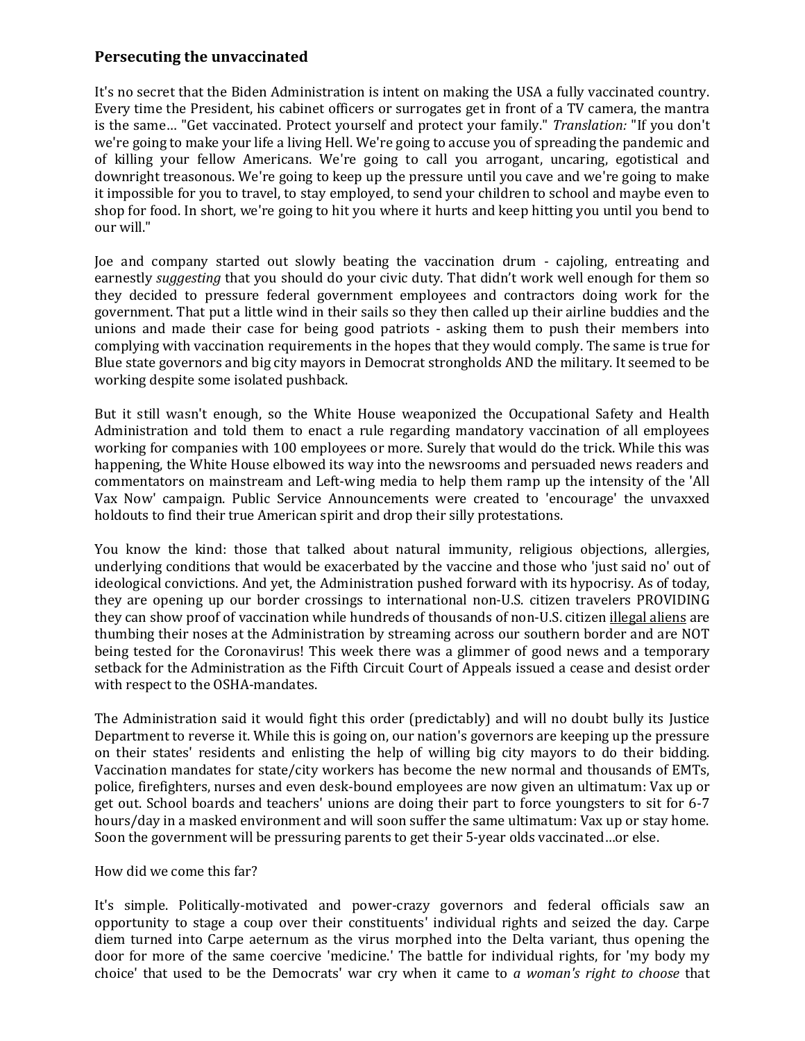### **Persecuting the unvaccinated**

It's no secret that the Biden Administration is intent on making the USA a fully vaccinated country. Every time the President, his cabinet officers or surrogates get in front of a TV camera, the mantra is the same… "Get vaccinated. Protect yourself and protect your family." *Translation:* "If you don't we're going to make your life a living Hell. We're going to accuse you of spreading the pandemic and of killing your fellow Americans. We're going to call you arrogant, uncaring, egotistical and downright treasonous. We're going to keep up the pressure until you cave and we're going to make it impossible for you to travel, to stay employed, to send your children to school and maybe even to shop for food. In short, we're going to hit you where it hurts and keep hitting you until you bend to our will."

Joe and company started out slowly beating the vaccination drum - cajoling, entreating and earnestly *suggesting* that you should do your civic duty. That didn't work well enough for them so they decided to pressure federal government employees and contractors doing work for the government. That put a little wind in their sails so they then called up their airline buddies and the unions and made their case for being good patriots - asking them to push their members into complying with vaccination requirements in the hopes that they would comply. The same is true for Blue state governors and big city mayors in Democrat strongholds AND the military. It seemed to be working despite some isolated pushback.

But it still wasn't enough, so the White House weaponized the Occupational Safety and Health Administration and told them to enact a rule regarding mandatory vaccination of all employees working for companies with 100 employees or more. Surely that would do the trick. While this was happening, the White House elbowed its way into the newsrooms and persuaded news readers and commentators on mainstream and Left-wing media to help them ramp up the intensity of the 'All Vax Now' campaign. Public Service Announcements were created to 'encourage' the unvaxxed holdouts to find their true American spirit and drop their silly protestations.

You know the kind: those that talked about natural immunity, religious objections, allergies, underlying conditions that would be exacerbated by the vaccine and those who 'just said no' out of ideological convictions. And yet, the Administration pushed forward with its hypocrisy. As of today, they are opening up our border crossings to international non-U.S. citizen travelers PROVIDING they can show proof of vaccination while hundreds of thousands of non-U.S. citizen <u>illegal aliens</u> are thumbing their noses at the Administration by streaming across our southern border and are NOT being tested for the Coronavirus! This week there was a glimmer of good news and a temporary setback for the Administration as the Fifth Circuit Court of Appeals issued a cease and desist order with respect to the OSHA-mandates.

The Administration said it would fight this order (predictably) and will no doubt bully its Justice Department to reverse it. While this is going on, our nation's governors are keeping up the pressure on their states' residents and enlisting the help of willing big city mayors to do their bidding. Vaccination mandates for state/city workers has become the new normal and thousands of EMTs, police, firefighters, nurses and even desk-bound employees are now given an ultimatum: Vax up or get out. School boards and teachers' unions are doing their part to force youngsters to sit for 6-7 hours/day in a masked environment and will soon suffer the same ultimatum: Vax up or stay home. Soon the government will be pressuring parents to get their 5-year olds vaccinated…or else.

How did we come this far?

It's simple. Politically-motivated and power-crazy governors and federal officials saw an opportunity to stage a coup over their constituents' individual rights and seized the day. Carpe diem turned into Carpe aeternum as the virus morphed into the Delta variant, thus opening the door for more of the same coercive 'medicine.' The battle for individual rights, for 'my body my choice' that used to be the Democrats' war cry when it came to *a woman's right to choose* that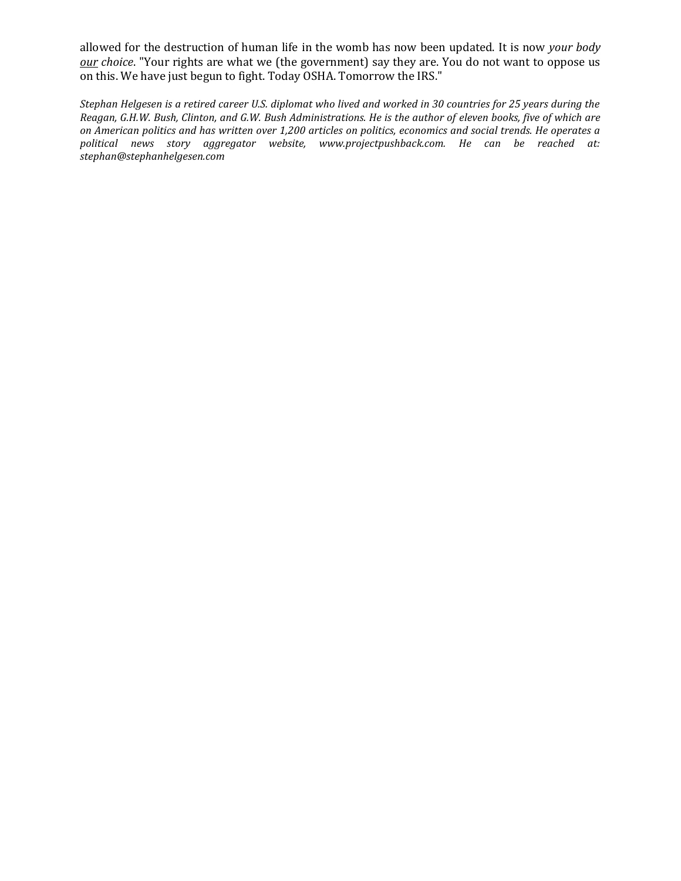allowed for the destruction of human life in the womb has now been updated. It is now *your body <u>our</u> choice*. "Your rights are what we (the government) say they are. You do not want to oppose us on this. We have just begun to fight. Today OSHA. Tomorrow the IRS."

*Stephan Helgesen is a retired career U.S. diplomat who lived and worked in 30 countries for 25 years during the Reagan, G.H.W. Bush, Clinton, and G.W. Bush Administrations. He is the author of eleven books, five of which are on American politics and has written over 1,200 articles on politics, economics and social trends. He operates a political news story aggregator website, www.projectpushback.com. He can be reached at: stephan@stephanhelgesen.com*